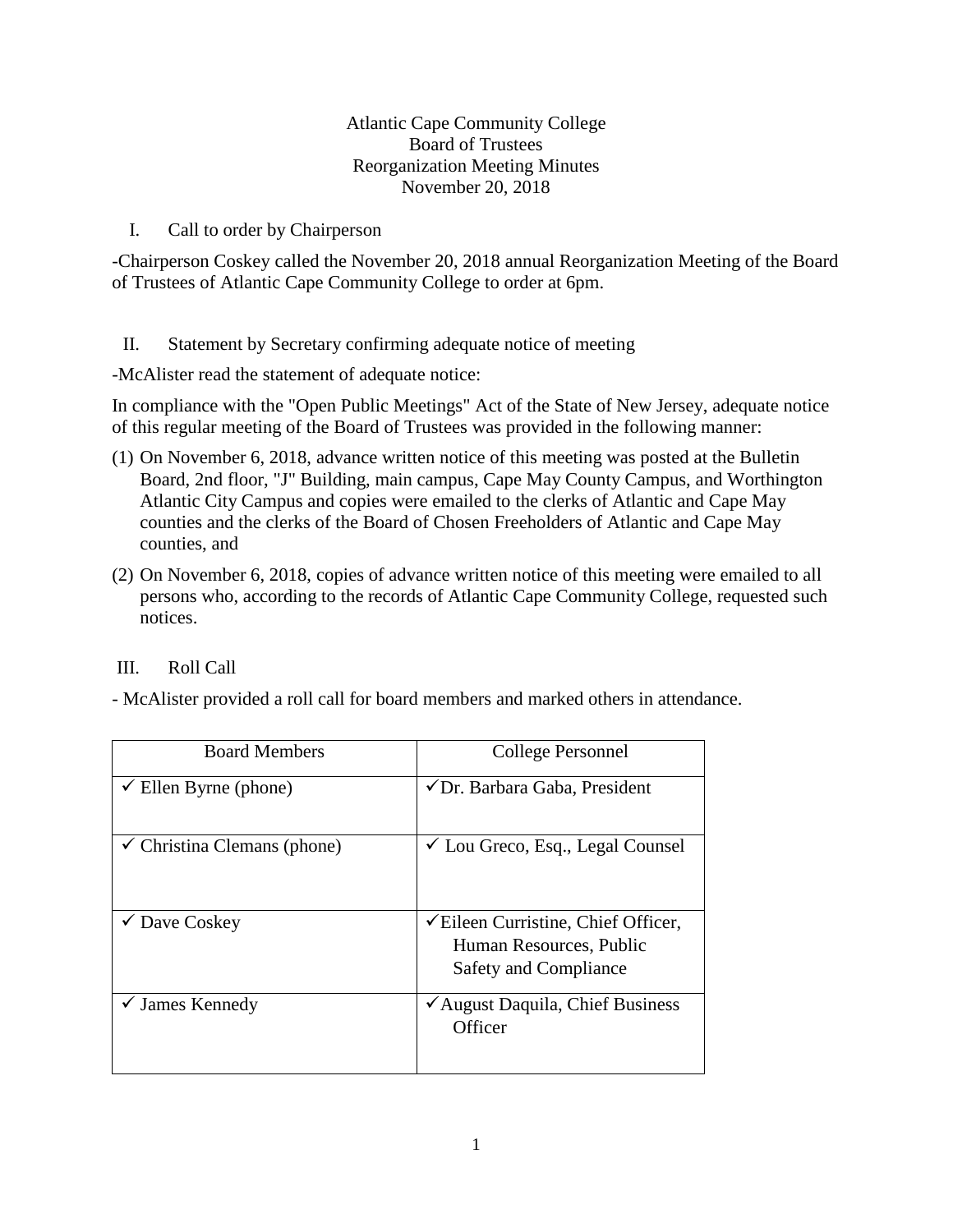Atlantic Cape Community College
Board of Trustees
Reorganization Meeting Minutes
November 20, 2018

I. Call to order by Chairperson

-Chairperson Coskey called the November 20, 2018 annual Reorganization Meeting of the Board of Trustees of Atlantic Cape Community College to order at 6pm.

II. Statement by Secretary confirming adequate notice of meeting

-McAlister read the statement of adequate notice:

In compliance with the "Open Public Meetings" Act of the State of New Jersey, adequate notice of this regular meeting of the Board of Trustees was provided in the following manner:

(1) On November 6, 2018, advance written notice of this meeting was posted at the Bulletin Board, 2nd floor, "J" Building, main campus, Cape May County Campus, and Worthington Atlantic City Campus and copies were emailed to the clerks of Atlantic and Cape May counties and the clerks of the Board of Chosen Freeholders of Atlantic and Cape May counties, and

(2) On November 6, 2018, copies of advance written notice of this meeting were emailed to all persons who, according to the records of Atlantic Cape Community College, requested such notices.

III. Roll Call

- McAlister provided a roll call for board members and marked others in attendance.

| Board Members | College Personnel |
|---|---|
| ✓ Ellen Byrne (phone) | ✓Dr. Barbara Gaba, President |
| ✓ Christina Clemans (phone) | ✓ Lou Greco, Esq., Legal Counsel |
| ✓ Dave Coskey | ✓Eileen Curristine, Chief Officer, Human Resources, Public Safety and Compliance |
| ✓ James Kennedy | ✓August Daquila, Chief Business Officer |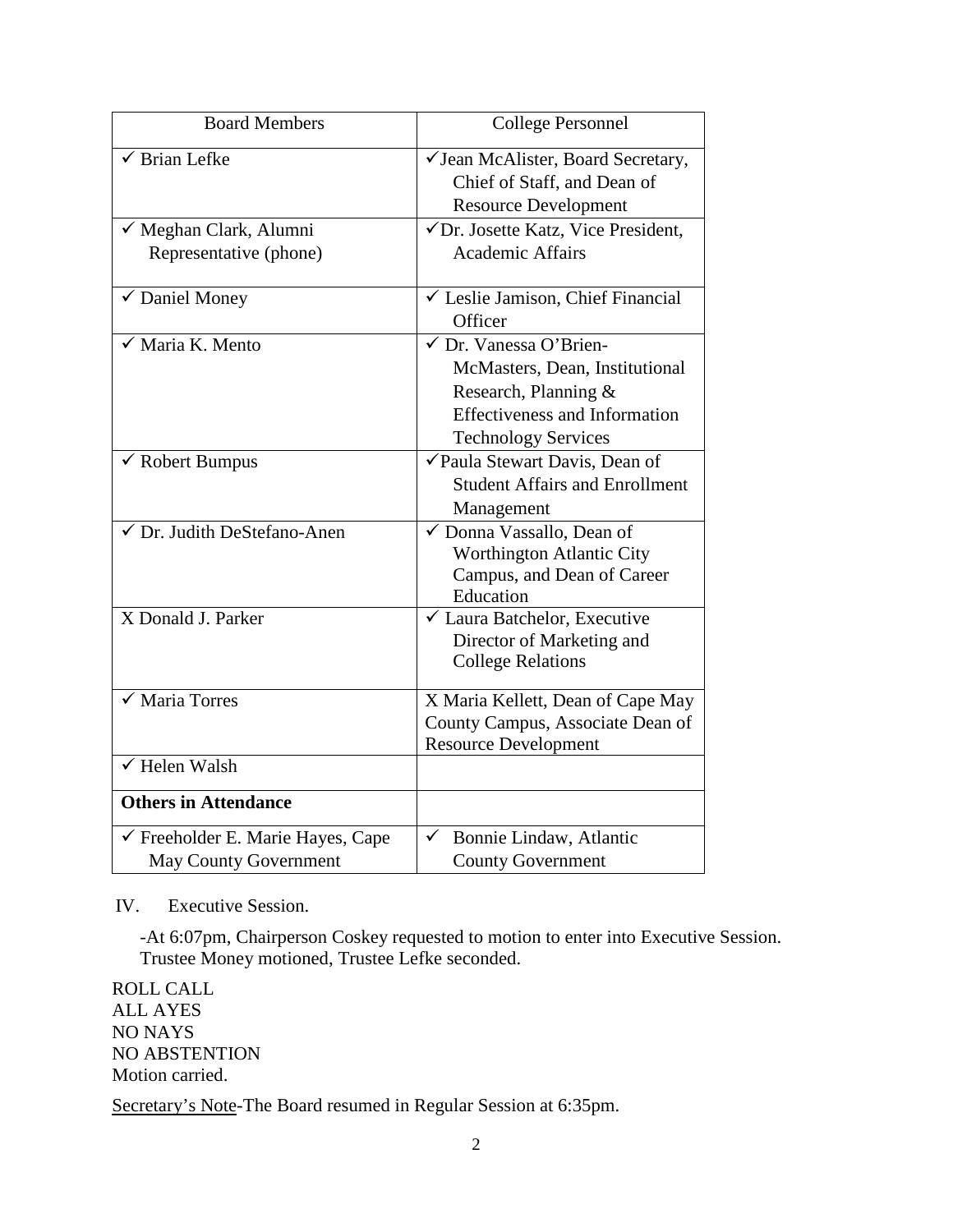| Board Members | College Personnel |
|---|---|
| ✓ Brian Lefke | ✓Jean McAlister, Board Secretary, Chief of Staff, and Dean of Resource Development |
| ✓ Meghan Clark, Alumni Representative (phone) | ✓Dr. Josette Katz, Vice President, Academic Affairs |
| ✓ Daniel Money | ✓ Leslie Jamison, Chief Financial Officer |
| ✓ Maria K. Mento | ✓ Dr. Vanessa O'Brien-McMasters, Dean, Institutional Research, Planning & Effectiveness and Information Technology Services |
| ✓ Robert Bumpus | ✓Paula Stewart Davis, Dean of Student Affairs and Enrollment Management |
| ✓ Dr. Judith DeStefano-Anen | ✓ Donna Vassallo, Dean of Worthington Atlantic City Campus, and Dean of Career Education |
| X Donald J. Parker | ✓ Laura Batchelor, Executive Director of Marketing and College Relations |
| ✓ Maria Torres | X Maria Kellett, Dean of Cape May County Campus, Associate Dean of Resource Development |
| ✓ Helen Walsh | |
| **Others in Attendance** | |
| ✓ Freeholder E. Marie Hayes, Cape May County Government | ✓ Bonnie Lindaw, Atlantic County Government |

IV. Executive Session.

-At 6:07pm, Chairperson Coskey requested to motion to enter into Executive Session. Trustee Money motioned, Trustee Lefke seconded.

ROLL CALL
ALL AYES
NO NAYS
NO ABSTENTION
Motion carried.

Secretary's Note-The Board resumed in Regular Session at 6:35pm.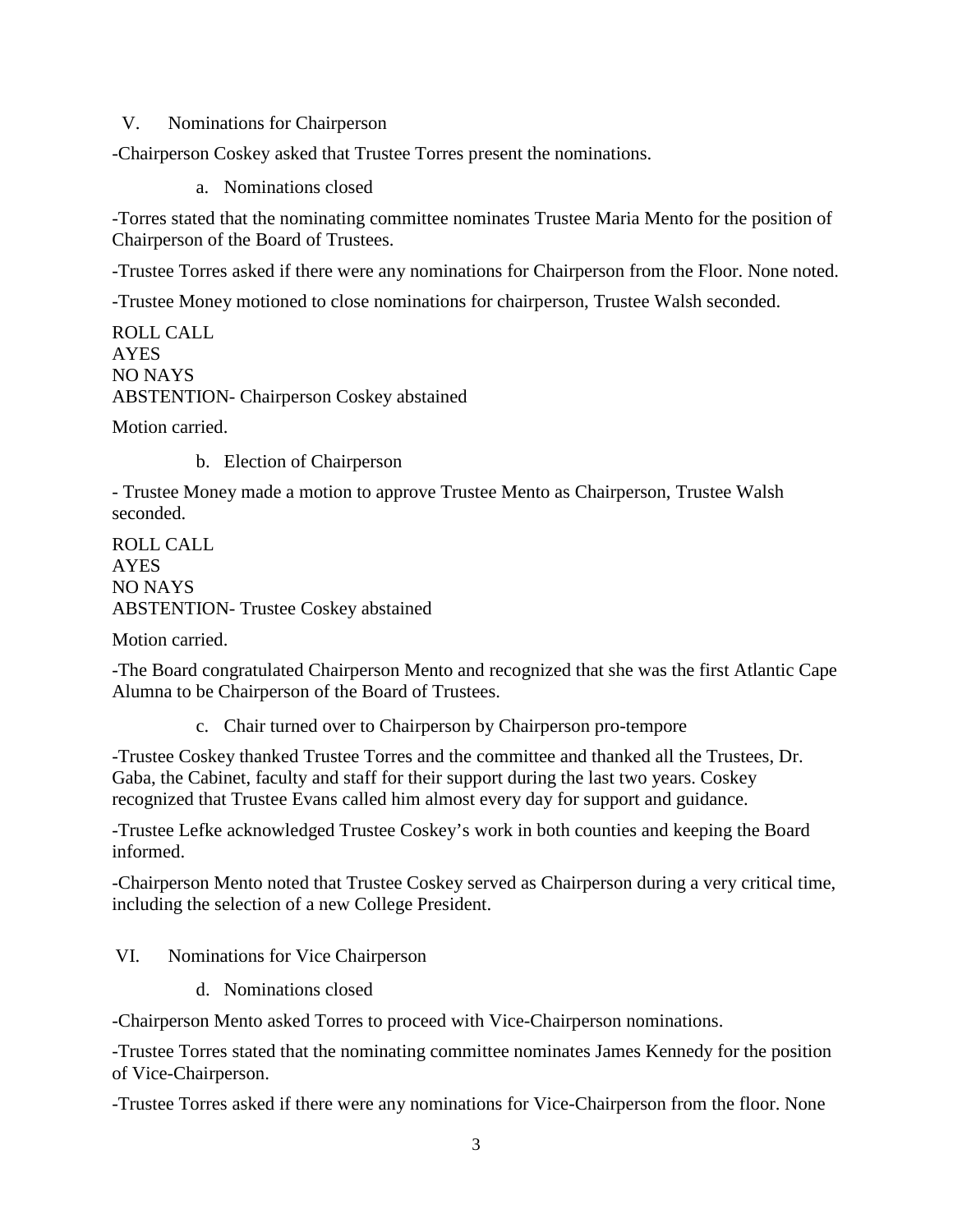V. Nominations for Chairperson

-Chairperson Coskey asked that Trustee Torres present the nominations.

a. Nominations closed

-Torres stated that the nominating committee nominates Trustee Maria Mento for the position of Chairperson of the Board of Trustees.

-Trustee Torres asked if there were any nominations for Chairperson from the Floor. None noted.

-Trustee Money motioned to close nominations for chairperson, Trustee Walsh seconded.

ROLL CALL
AYES
NO NAYS
ABSTENTION- Chairperson Coskey abstained

Motion carried.

b. Election of Chairperson

- Trustee Money made a motion to approve Trustee Mento as Chairperson, Trustee Walsh seconded.

ROLL CALL
AYES
NO NAYS
ABSTENTION- Trustee Coskey abstained

Motion carried.

-The Board congratulated Chairperson Mento and recognized that she was the first Atlantic Cape Alumna to be Chairperson of the Board of Trustees.

c. Chair turned over to Chairperson by Chairperson pro-tempore

-Trustee Coskey thanked Trustee Torres and the committee and thanked all the Trustees, Dr. Gaba, the Cabinet, faculty and staff for their support during the last two years. Coskey recognized that Trustee Evans called him almost every day for support and guidance.

-Trustee Lefke acknowledged Trustee Coskey's work in both counties and keeping the Board informed.

-Chairperson Mento noted that Trustee Coskey served as Chairperson during a very critical time, including the selection of a new College President.

VI. Nominations for Vice Chairperson

d. Nominations closed

-Chairperson Mento asked Torres to proceed with Vice-Chairperson nominations.

-Trustee Torres stated that the nominating committee nominates James Kennedy for the position of Vice-Chairperson.

-Trustee Torres asked if there were any nominations for Vice-Chairperson from the floor. None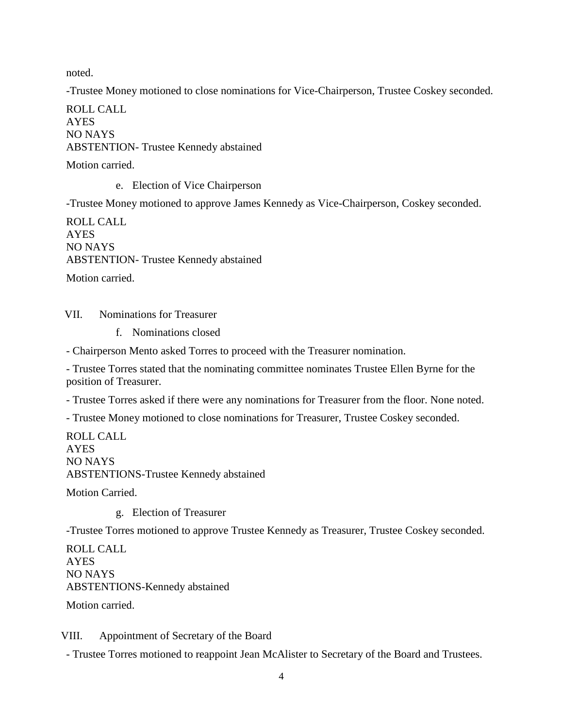noted.

-Trustee Money motioned to close nominations for Vice-Chairperson, Trustee Coskey seconded.

ROLL CALL
AYES
NO NAYS
ABSTENTION- Trustee Kennedy abstained

Motion carried.

e. Election of Vice Chairperson

-Trustee Money motioned to approve James Kennedy as Vice-Chairperson, Coskey seconded.

ROLL CALL
AYES
NO NAYS
ABSTENTION- Trustee Kennedy abstained

Motion carried.

VII. Nominations for Treasurer

f. Nominations closed

- Chairperson Mento asked Torres to proceed with the Treasurer nomination.

- Trustee Torres stated that the nominating committee nominates Trustee Ellen Byrne for the position of Treasurer.

- Trustee Torres asked if there were any nominations for Treasurer from the floor. None noted.

- Trustee Money motioned to close nominations for Treasurer, Trustee Coskey seconded.

ROLL CALL
AYES
NO NAYS
ABSTENTIONS-Trustee Kennedy abstained

Motion Carried.

g. Election of Treasurer

-Trustee Torres motioned to approve Trustee Kennedy as Treasurer, Trustee Coskey seconded.

ROLL CALL
AYES
NO NAYS
ABSTENTIONS-Kennedy abstained

Motion carried.

VIII. Appointment of Secretary of the Board

- Trustee Torres motioned to reappoint Jean McAlister to Secretary of the Board and Trustees.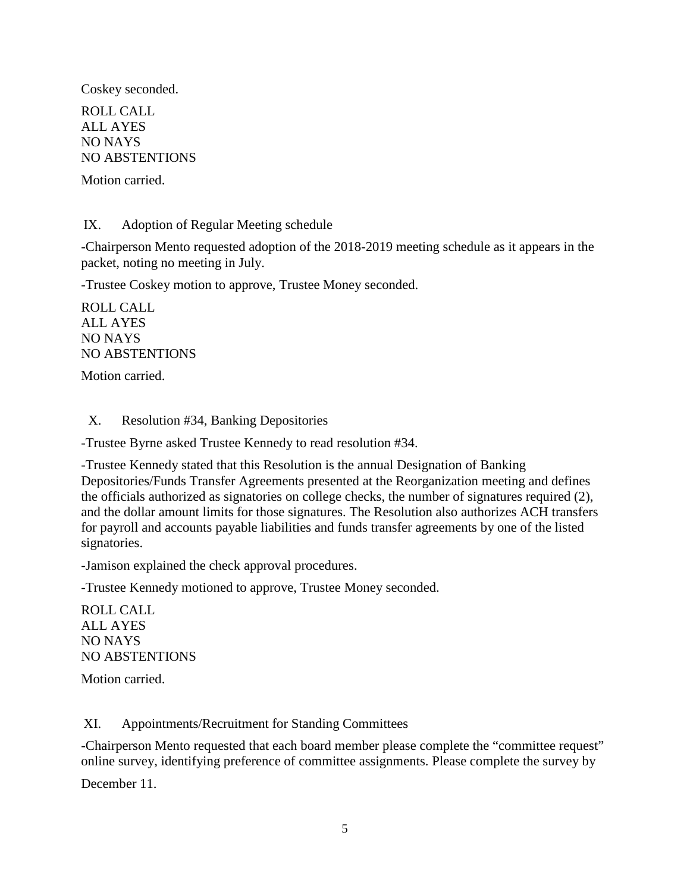Coskey seconded.

ROLL CALL
ALL AYES
NO NAYS
NO ABSTENTIONS

Motion carried.

## IX. Adoption of Regular Meeting schedule

-Chairperson Mento requested adoption of the 2018-2019 meeting schedule as it appears in the packet, noting no meeting in July.

-Trustee Coskey motion to approve, Trustee Money seconded.

ROLL CALL
ALL AYES
NO NAYS
NO ABSTENTIONS

Motion carried.

## X. Resolution #34, Banking Depositories

-Trustee Byrne asked Trustee Kennedy to read resolution #34.

-Trustee Kennedy stated that this Resolution is the annual Designation of Banking Depositories/Funds Transfer Agreements presented at the Reorganization meeting and defines the officials authorized as signatories on college checks, the number of signatures required (2), and the dollar amount limits for those signatures. The Resolution also authorizes ACH transfers for payroll and accounts payable liabilities and funds transfer agreements by one of the listed signatories.

-Jamison explained the check approval procedures.

-Trustee Kennedy motioned to approve, Trustee Money seconded.

ROLL CALL
ALL AYES
NO NAYS
NO ABSTENTIONS

Motion carried.

## XI. Appointments/Recruitment for Standing Committees

-Chairperson Mento requested that each board member please complete the "committee request" online survey, identifying preference of committee assignments. Please complete the survey by December 11.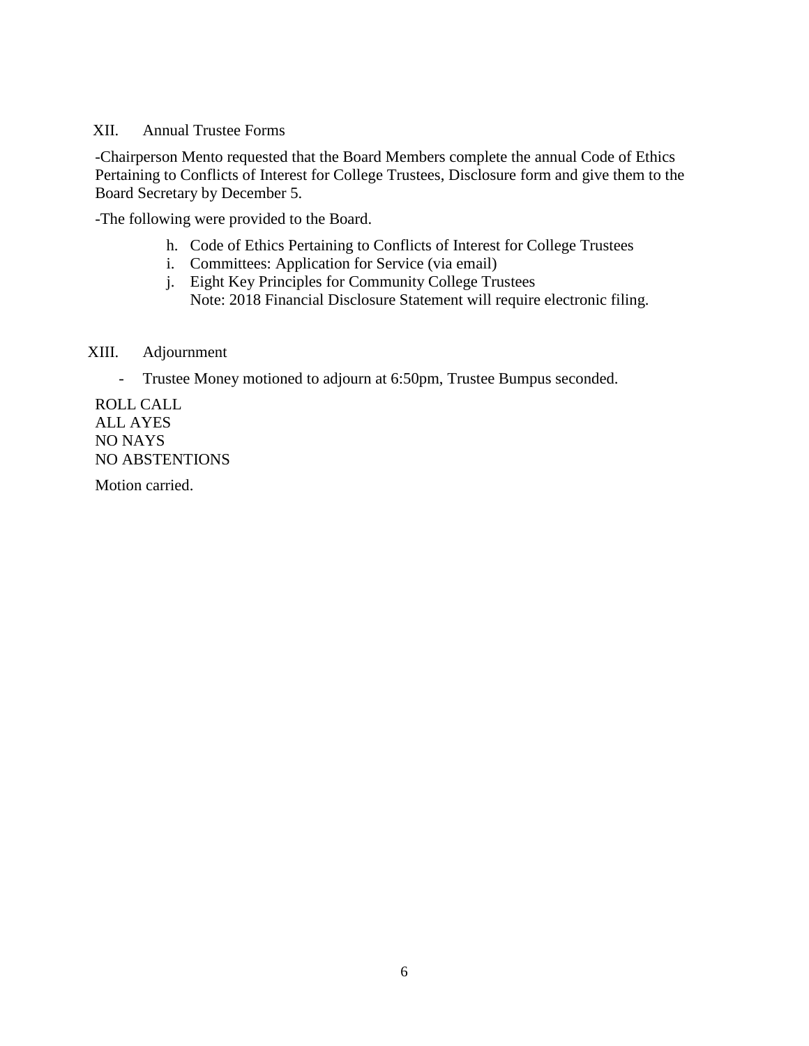## XII. Annual Trustee Forms

-Chairperson Mento requested that the Board Members complete the annual Code of Ethics Pertaining to Conflicts of Interest for College Trustees, Disclosure form and give them to the Board Secretary by December 5.

-The following were provided to the Board.

h. Code of Ethics Pertaining to Conflicts of Interest for College Trustees
i. Committees: Application for Service (via email)
j. Eight Key Principles for Community College Trustees
   Note: 2018 Financial Disclosure Statement will require electronic filing.

## XIII. Adjournment

- Trustee Money motioned to adjourn at 6:50pm, Trustee Bumpus seconded.

ROLL CALL
ALL AYES
NO NAYS
NO ABSTENTIONS

Motion carried.